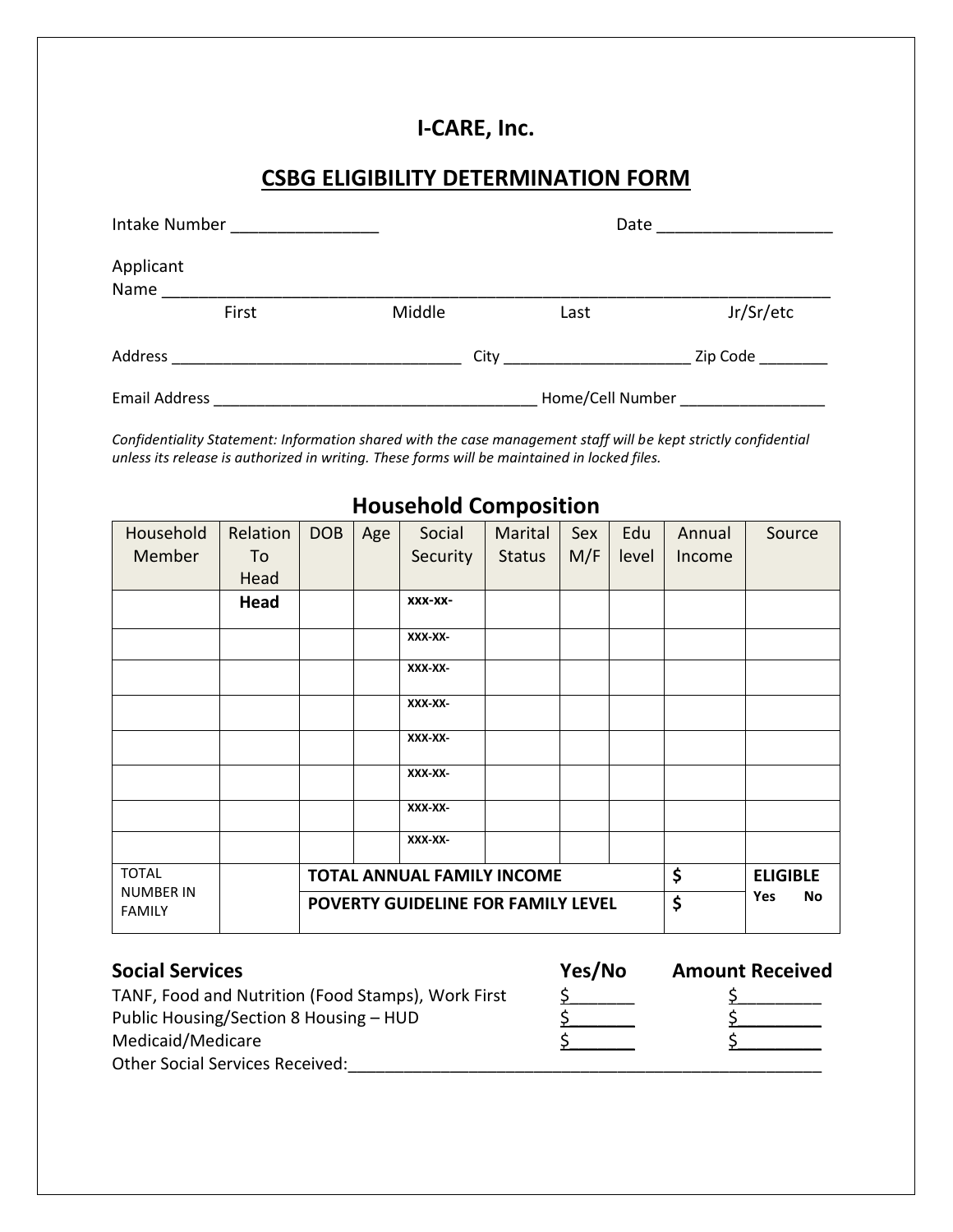# I-CARE, Inc.

## CSBG ELIGIBILITY DETERMINATION FORM

Intake Number ________________ Date ___________________

Applicant Name ___________________________________________________________________________

First Middle Last Jr/Sr/etc

Address __________________________________ City _____________________ Zip Code ________

Email Address ______________________________________ Home/Cell Number _________________

*Confidentiality Statement: Information shared with the case management staff will be kept strictly confidential unless its release is authorized in writing. These forms will be maintained in locked files.*

## Household Composition

| Household Member | Relation To Head | DOB | Age | Social Security | Marital Status | Sex M/F | Edu level | Annual Income | Source |
|---|---|---|---|---|---|---|---|---|---|
| | **Head** | | | xxx-xx- | | | | | |
| | | | | xxx-xx- | | | | | |
| | | | | xxx-xx- | | | | | |
| | | | | xxx-xx- | | | | | |
| | | | | xxx-xx- | | | | | |
| | | | | xxx-xx- | | | | | |
| | | | | xxx-xx- | | | | | |
| | | | | xxx-xx- | | | | | |
| TOTAL NUMBER IN FAMILY | | **TOTAL ANNUAL FAMILY INCOME** | | | | | | **$** | **ELIGIBLE** Yes No |
| | | **POVERTY GUIDELINE FOR FAMILY LEVEL** | | | | | | **$** | |

| **Social Services** | **Yes/No** | **Amount Received** |
|---|---|---|
| TANF, Food and Nutrition (Food Stamps), Work First | $_______ | $_________ |
| Public Housing/Section 8 Housing – HUD | $_______ | $_________ |
| Medicaid/Medicare | $_______ | $_________ |

Other Social Services Received:_____________________________________________________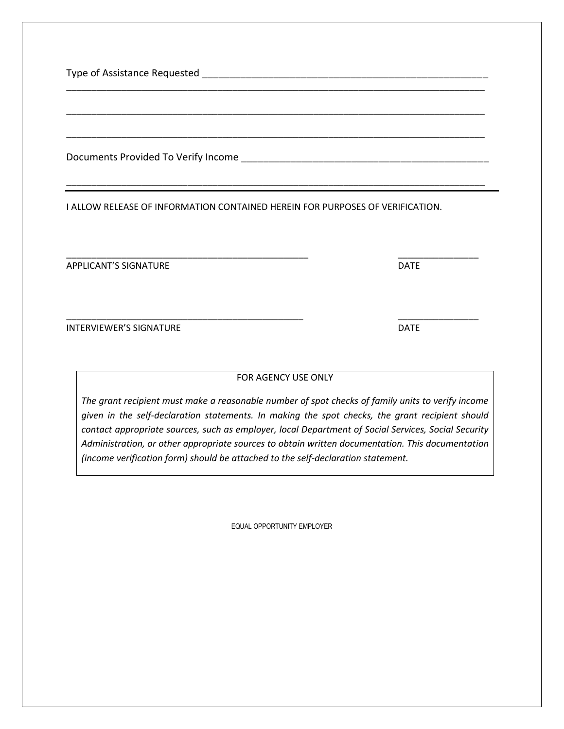Type of Assistance Requested ______________________________________________________
________________________________________________________________________________

________________________________________________________________________________

________________________________________________________________________________

Documents Provided To Verify Income _____________________________________________

________________________________________________________________________________

I ALLOW RELEASE OF INFORMATION CONTAINED HEREIN FOR PURPOSES OF VERIFICATION.

______________________________________________ ______________
APPLICANT'S SIGNATURE DATE

_____________________________________________ ______________
INTERVIEWER'S SIGNATURE DATE

FOR AGENCY USE ONLY

*The grant recipient must make a reasonable number of spot checks of family units to verify income given in the self-declaration statements. In making the spot checks, the grant recipient should contact appropriate sources, such as employer, local Department of Social Services, Social Security Administration, or other appropriate sources to obtain written documentation. This documentation (income verification form) should be attached to the self-declaration statement.*

EQUAL OPPORTUNITY EMPLOYER